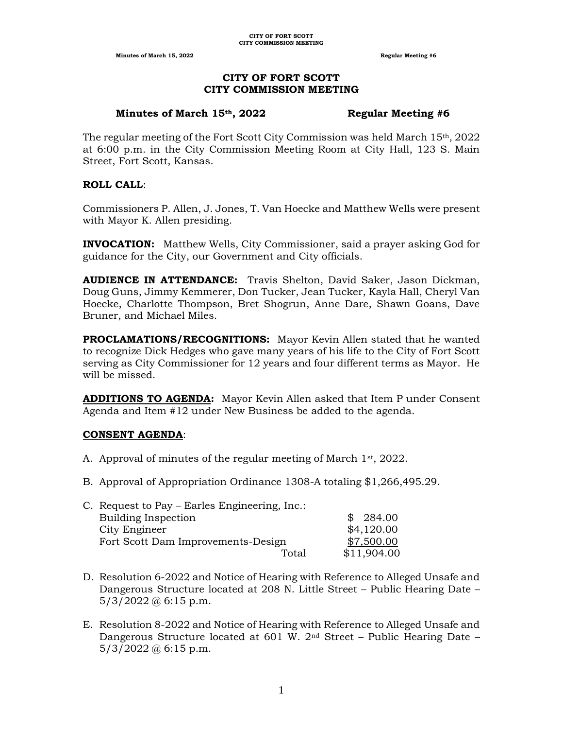# CITY OF FORT SCOTT
# CITY COMMISSION MEETING

**Minutes of March 15th, 2022 Regular Meeting #6**

The regular meeting of the Fort Scott City Commission was held March 15th, 2022 at 6:00 p.m. in the City Commission Meeting Room at City Hall, 123 S. Main Street, Fort Scott, Kansas.

**ROLL CALL**:

Commissioners P. Allen, J. Jones, T. Van Hoecke and Matthew Wells were present with Mayor K. Allen presiding.

**INVOCATION:** Matthew Wells, City Commissioner, said a prayer asking God for guidance for the City, our Government and City officials.

**AUDIENCE IN ATTENDANCE:** Travis Shelton, David Saker, Jason Dickman, Doug Guns, Jimmy Kemmerer, Don Tucker, Jean Tucker, Kayla Hall, Cheryl Van Hoecke, Charlotte Thompson, Bret Shogrun, Anne Dare, Shawn Goans, Dave Bruner, and Michael Miles.

**PROCLAMATIONS/RECOGNITIONS:** Mayor Kevin Allen stated that he wanted to recognize Dick Hedges who gave many years of his life to the City of Fort Scott serving as City Commissioner for 12 years and four different terms as Mayor. He will be missed.

**ADDITIONS TO AGENDA:** Mayor Kevin Allen asked that Item P under Consent Agenda and Item #12 under New Business be added to the agenda.

**CONSENT AGENDA**:

A. Approval of minutes of the regular meeting of March 1st, 2022.

B. Approval of Appropriation Ordinance 1308-A totaling $1,266,495.29.

C. Request to Pay – Earles Engineering, Inc.:

| | |
|---|---|
| Building Inspection | $ 284.00 |
| City Engineer | $4,120.00 |
| Fort Scott Dam Improvements-Design | $7,500.00 |
| Total | $11,904.00 |

D. Resolution 6-2022 and Notice of Hearing with Reference to Alleged Unsafe and Dangerous Structure located at 208 N. Little Street – Public Hearing Date – 5/3/2022 @ 6:15 p.m.

E. Resolution 8-2022 and Notice of Hearing with Reference to Alleged Unsafe and Dangerous Structure located at 601 W. 2nd Street – Public Hearing Date – 5/3/2022 @ 6:15 p.m.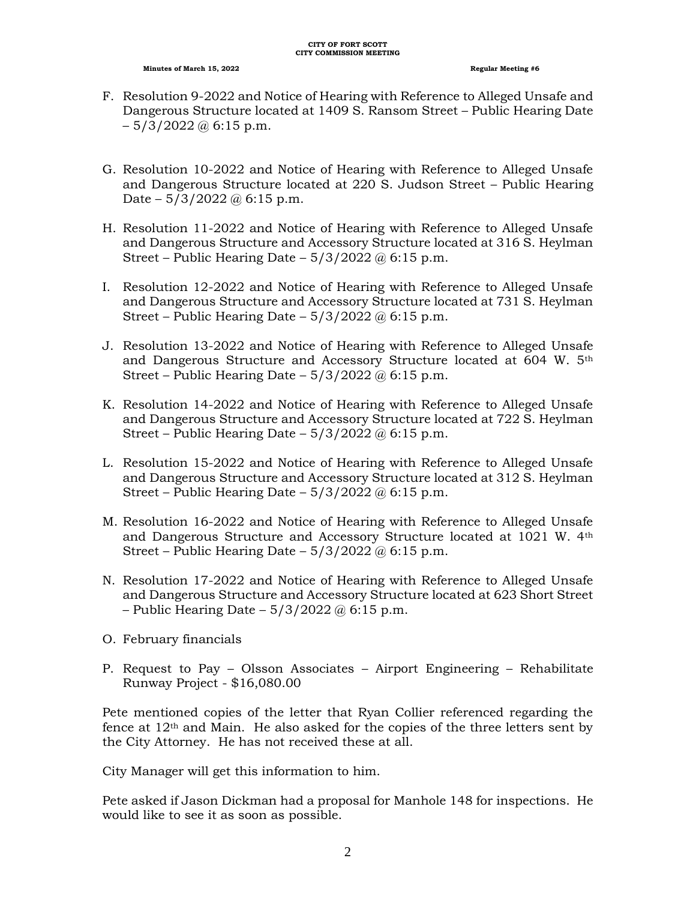F. Resolution 9-2022 and Notice of Hearing with Reference to Alleged Unsafe and Dangerous Structure located at 1409 S. Ransom Street – Public Hearing Date – 5/3/2022 @ 6:15 p.m.

G. Resolution 10-2022 and Notice of Hearing with Reference to Alleged Unsafe and Dangerous Structure located at 220 S. Judson Street – Public Hearing Date – 5/3/2022 @ 6:15 p.m.

H. Resolution 11-2022 and Notice of Hearing with Reference to Alleged Unsafe and Dangerous Structure and Accessory Structure located at 316 S. Heylman Street – Public Hearing Date – 5/3/2022 @ 6:15 p.m.

I. Resolution 12-2022 and Notice of Hearing with Reference to Alleged Unsafe and Dangerous Structure and Accessory Structure located at 731 S. Heylman Street – Public Hearing Date – 5/3/2022 @ 6:15 p.m.

J. Resolution 13-2022 and Notice of Hearing with Reference to Alleged Unsafe and Dangerous Structure and Accessory Structure located at 604 W. 5th Street – Public Hearing Date – 5/3/2022 @ 6:15 p.m.

K. Resolution 14-2022 and Notice of Hearing with Reference to Alleged Unsafe and Dangerous Structure and Accessory Structure located at 722 S. Heylman Street – Public Hearing Date – 5/3/2022 @ 6:15 p.m.

L. Resolution 15-2022 and Notice of Hearing with Reference to Alleged Unsafe and Dangerous Structure and Accessory Structure located at 312 S. Heylman Street – Public Hearing Date – 5/3/2022 @ 6:15 p.m.

M. Resolution 16-2022 and Notice of Hearing with Reference to Alleged Unsafe and Dangerous Structure and Accessory Structure located at 1021 W. 4th Street – Public Hearing Date – 5/3/2022 @ 6:15 p.m.

N. Resolution 17-2022 and Notice of Hearing with Reference to Alleged Unsafe and Dangerous Structure and Accessory Structure located at 623 Short Street – Public Hearing Date – 5/3/2022 @ 6:15 p.m.

O. February financials

P. Request to Pay – Olsson Associates – Airport Engineering – Rehabilitate Runway Project - $16,080.00

Pete mentioned copies of the letter that Ryan Collier referenced regarding the fence at 12th and Main. He also asked for the copies of the three letters sent by the City Attorney. He has not received these at all.

City Manager will get this information to him.

Pete asked if Jason Dickman had a proposal for Manhole 148 for inspections. He would like to see it as soon as possible.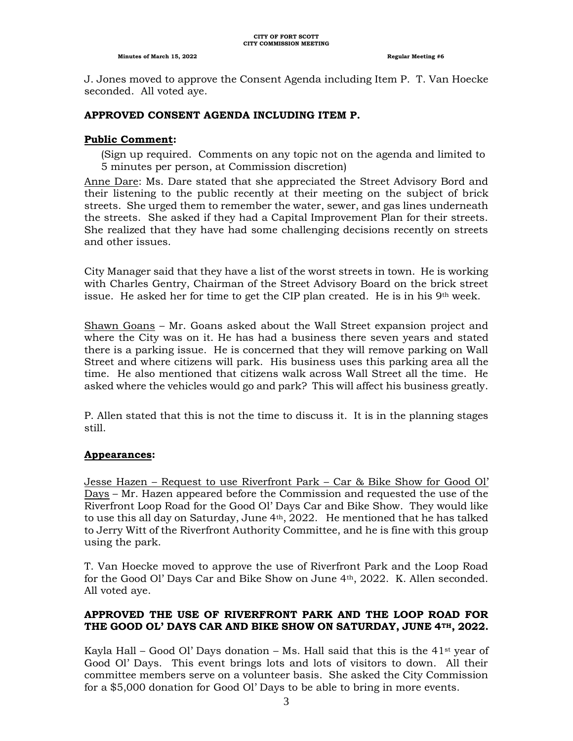J. Jones moved to approve the Consent Agenda including Item P. T. Van Hoecke seconded. All voted aye.

**APPROVED CONSENT AGENDA INCLUDING ITEM P.**

**Public Comment:**

(Sign up required. Comments on any topic not on the agenda and limited to 5 minutes per person, at Commission discretion)

Anne Dare: Ms. Dare stated that she appreciated the Street Advisory Bord and their listening to the public recently at their meeting on the subject of brick streets. She urged them to remember the water, sewer, and gas lines underneath the streets. She asked if they had a Capital Improvement Plan for their streets. She realized that they have had some challenging decisions recently on streets and other issues.

City Manager said that they have a list of the worst streets in town. He is working with Charles Gentry, Chairman of the Street Advisory Board on the brick street issue. He asked her for time to get the CIP plan created. He is in his 9th week.

Shawn Goans – Mr. Goans asked about the Wall Street expansion project and where the City was on it. He has had a business there seven years and stated there is a parking issue. He is concerned that they will remove parking on Wall Street and where citizens will park. His business uses this parking area all the time. He also mentioned that citizens walk across Wall Street all the time. He asked where the vehicles would go and park? This will affect his business greatly.

P. Allen stated that this is not the time to discuss it. It is in the planning stages still.

**Appearances:**

Jesse Hazen – Request to use Riverfront Park – Car & Bike Show for Good Ol' Days – Mr. Hazen appeared before the Commission and requested the use of the Riverfront Loop Road for the Good Ol' Days Car and Bike Show. They would like to use this all day on Saturday, June 4th, 2022. He mentioned that he has talked to Jerry Witt of the Riverfront Authority Committee, and he is fine with this group using the park.

T. Van Hoecke moved to approve the use of Riverfront Park and the Loop Road for the Good Ol' Days Car and Bike Show on June 4th, 2022. K. Allen seconded. All voted aye.

**APPROVED THE USE OF RIVERFRONT PARK AND THE LOOP ROAD FOR THE GOOD OL' DAYS CAR AND BIKE SHOW ON SATURDAY, JUNE 4TH, 2022.**

Kayla Hall – Good Ol' Days donation – Ms. Hall said that this is the 41st year of Good Ol' Days. This event brings lots and lots of visitors to down. All their committee members serve on a volunteer basis. She asked the City Commission for a $5,000 donation for Good Ol' Days to be able to bring in more events.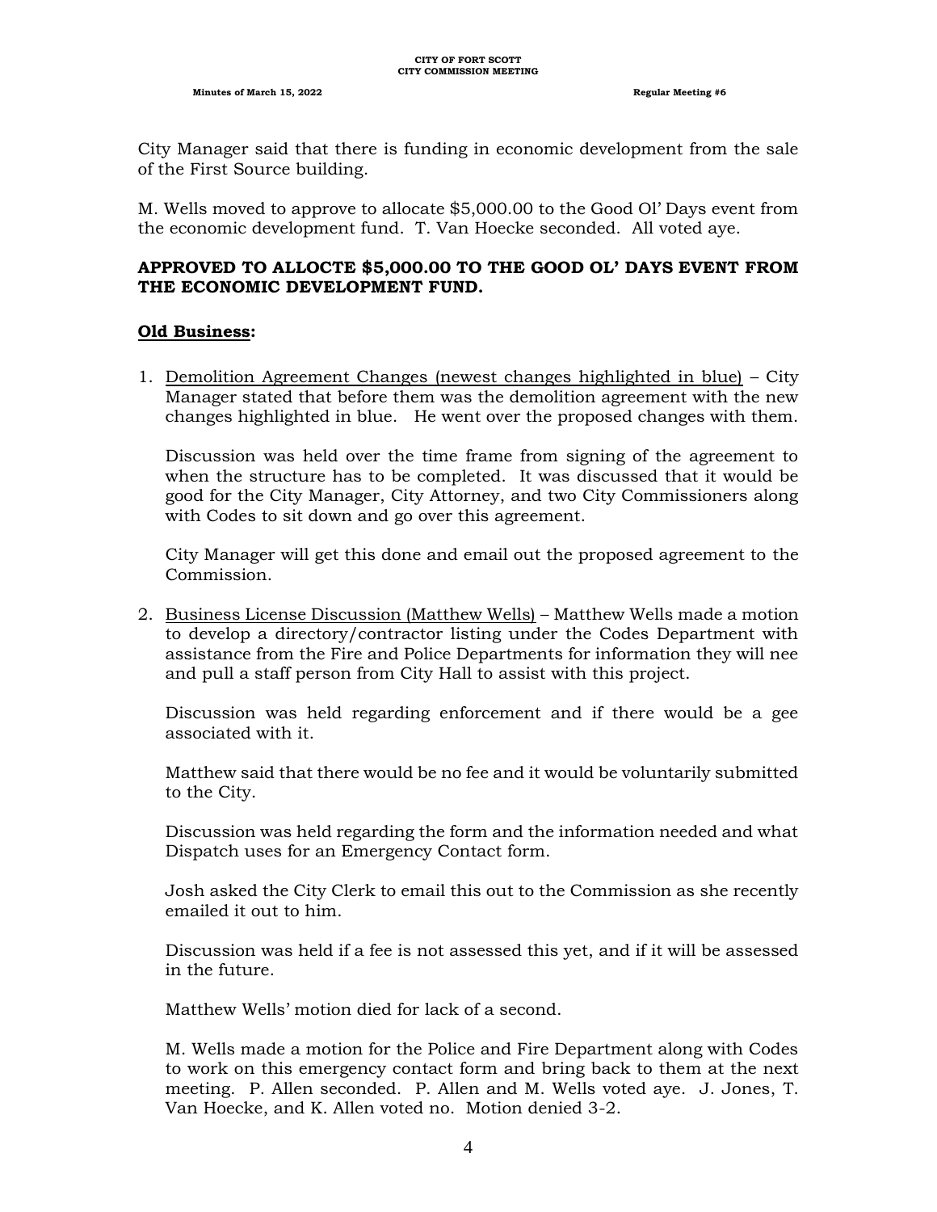City Manager said that there is funding in economic development from the sale of the First Source building.

M. Wells moved to approve to allocate $5,000.00 to the Good Ol' Days event from the economic development fund. T. Van Hoecke seconded. All voted aye.

**APPROVED TO ALLOCTE $5,000.00 TO THE GOOD OL' DAYS EVENT FROM THE ECONOMIC DEVELOPMENT FUND.**

**Old Business:**

1. Demolition Agreement Changes (newest changes highlighted in blue) – City Manager stated that before them was the demolition agreement with the new changes highlighted in blue. He went over the proposed changes with them.

   Discussion was held over the time frame from signing of the agreement to when the structure has to be completed. It was discussed that it would be good for the City Manager, City Attorney, and two City Commissioners along with Codes to sit down and go over this agreement.

   City Manager will get this done and email out the proposed agreement to the Commission.

2. Business License Discussion (Matthew Wells) – Matthew Wells made a motion to develop a directory/contractor listing under the Codes Department with assistance from the Fire and Police Departments for information they will nee and pull a staff person from City Hall to assist with this project.

   Discussion was held regarding enforcement and if there would be a gee associated with it.

   Matthew said that there would be no fee and it would be voluntarily submitted to the City.

   Discussion was held regarding the form and the information needed and what Dispatch uses for an Emergency Contact form.

   Josh asked the City Clerk to email this out to the Commission as she recently emailed it out to him.

   Discussion was held if a fee is not assessed this yet, and if it will be assessed in the future.

   Matthew Wells' motion died for lack of a second.

   M. Wells made a motion for the Police and Fire Department along with Codes to work on this emergency contact form and bring back to them at the next meeting. P. Allen seconded. P. Allen and M. Wells voted aye. J. Jones, T. Van Hoecke, and K. Allen voted no. Motion denied 3-2.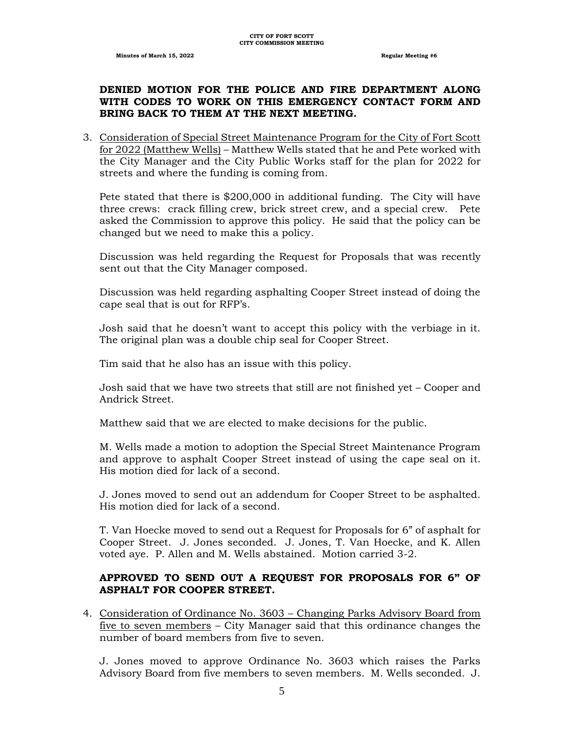**DENIED MOTION FOR THE POLICE AND FIRE DEPARTMENT ALONG WITH CODES TO WORK ON THIS EMERGENCY CONTACT FORM AND BRING BACK TO THEM AT THE NEXT MEETING.**

3. Consideration of Special Street Maintenance Program for the City of Fort Scott for 2022 (Matthew Wells) – Matthew Wells stated that he and Pete worked with the City Manager and the City Public Works staff for the plan for 2022 for streets and where the funding is coming from.

   Pete stated that there is $200,000 in additional funding. The City will have three crews: crack filling crew, brick street crew, and a special crew. Pete asked the Commission to approve this policy. He said that the policy can be changed but we need to make this a policy.

   Discussion was held regarding the Request for Proposals that was recently sent out that the City Manager composed.

   Discussion was held regarding asphalting Cooper Street instead of doing the cape seal that is out for RFP's.

   Josh said that he doesn't want to accept this policy with the verbiage in it. The original plan was a double chip seal for Cooper Street.

   Tim said that he also has an issue with this policy.

   Josh said that we have two streets that still are not finished yet – Cooper and Andrick Street.

   Matthew said that we are elected to make decisions for the public.

   M. Wells made a motion to adoption the Special Street Maintenance Program and approve to asphalt Cooper Street instead of using the cape seal on it. His motion died for lack of a second.

   J. Jones moved to send out an addendum for Cooper Street to be asphalted. His motion died for lack of a second.

   T. Van Hoecke moved to send out a Request for Proposals for 6" of asphalt for Cooper Street. J. Jones seconded. J. Jones, T. Van Hoecke, and K. Allen voted aye. P. Allen and M. Wells abstained. Motion carried 3-2.

   **APPROVED TO SEND OUT A REQUEST FOR PROPOSALS FOR 6" OF ASPHALT FOR COOPER STREET.**

4. Consideration of Ordinance No. 3603 – Changing Parks Advisory Board from five to seven members – City Manager said that this ordinance changes the number of board members from five to seven.

   J. Jones moved to approve Ordinance No. 3603 which raises the Parks Advisory Board from five members to seven members. M. Wells seconded. J.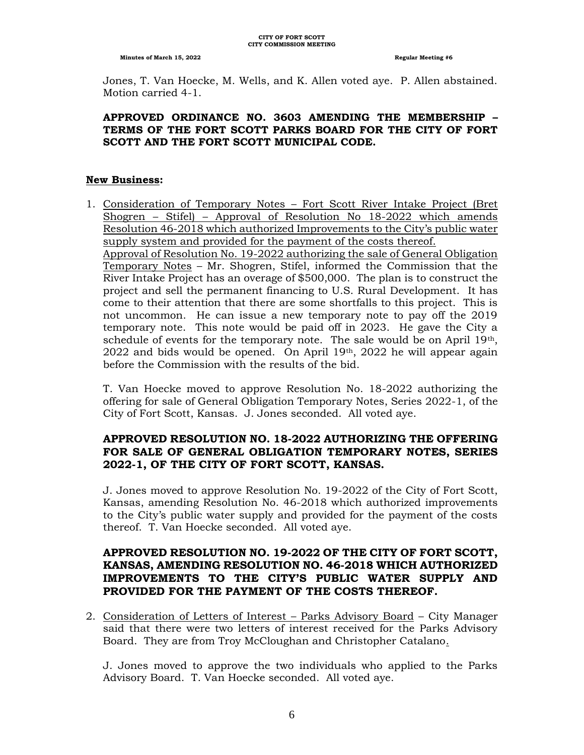Jones, T. Van Hoecke, M. Wells, and K. Allen voted aye. P. Allen abstained. Motion carried 4-1.

**APPROVED ORDINANCE NO. 3603 AMENDING THE MEMBERSHIP – TERMS OF THE FORT SCOTT PARKS BOARD FOR THE CITY OF FORT SCOTT AND THE FORT SCOTT MUNICIPAL CODE.**

**New Business:**

1. Consideration of Temporary Notes – Fort Scott River Intake Project (Bret Shogren – Stifel) – Approval of Resolution No 18-2022 which amends Resolution 46-2018 which authorized Improvements to the City's public water supply system and provided for the payment of the costs thereof.
   Approval of Resolution No. 19-2022 authorizing the sale of General Obligation Temporary Notes – Mr. Shogren, Stifel, informed the Commission that the River Intake Project has an overage of $500,000. The plan is to construct the project and sell the permanent financing to U.S. Rural Development. It has come to their attention that there are some shortfalls to this project. This is not uncommon. He can issue a new temporary note to pay off the 2019 temporary note. This note would be paid off in 2023. He gave the City a schedule of events for the temporary note. The sale would be on April 19th, 2022 and bids would be opened. On April 19th, 2022 he will appear again before the Commission with the results of the bid.

   T. Van Hoecke moved to approve Resolution No. 18-2022 authorizing the offering for sale of General Obligation Temporary Notes, Series 2022-1, of the City of Fort Scott, Kansas. J. Jones seconded. All voted aye.

   **APPROVED RESOLUTION NO. 18-2022 AUTHORIZING THE OFFERING FOR SALE OF GENERAL OBLIGATION TEMPORARY NOTES, SERIES 2022-1, OF THE CITY OF FORT SCOTT, KANSAS.**

   J. Jones moved to approve Resolution No. 19-2022 of the City of Fort Scott, Kansas, amending Resolution No. 46-2018 which authorized improvements to the City's public water supply and provided for the payment of the costs thereof. T. Van Hoecke seconded. All voted aye.

   **APPROVED RESOLUTION NO. 19-2022 OF THE CITY OF FORT SCOTT, KANSAS, AMENDING RESOLUTION NO. 46-2018 WHICH AUTHORIZED IMPROVEMENTS TO THE CITY'S PUBLIC WATER SUPPLY AND PROVIDED FOR THE PAYMENT OF THE COSTS THEREOF.**

2. Consideration of Letters of Interest – Parks Advisory Board – City Manager said that there were two letters of interest received for the Parks Advisory Board. They are from Troy McCloughan and Christopher Catalano.

   J. Jones moved to approve the two individuals who applied to the Parks Advisory Board. T. Van Hoecke seconded. All voted aye.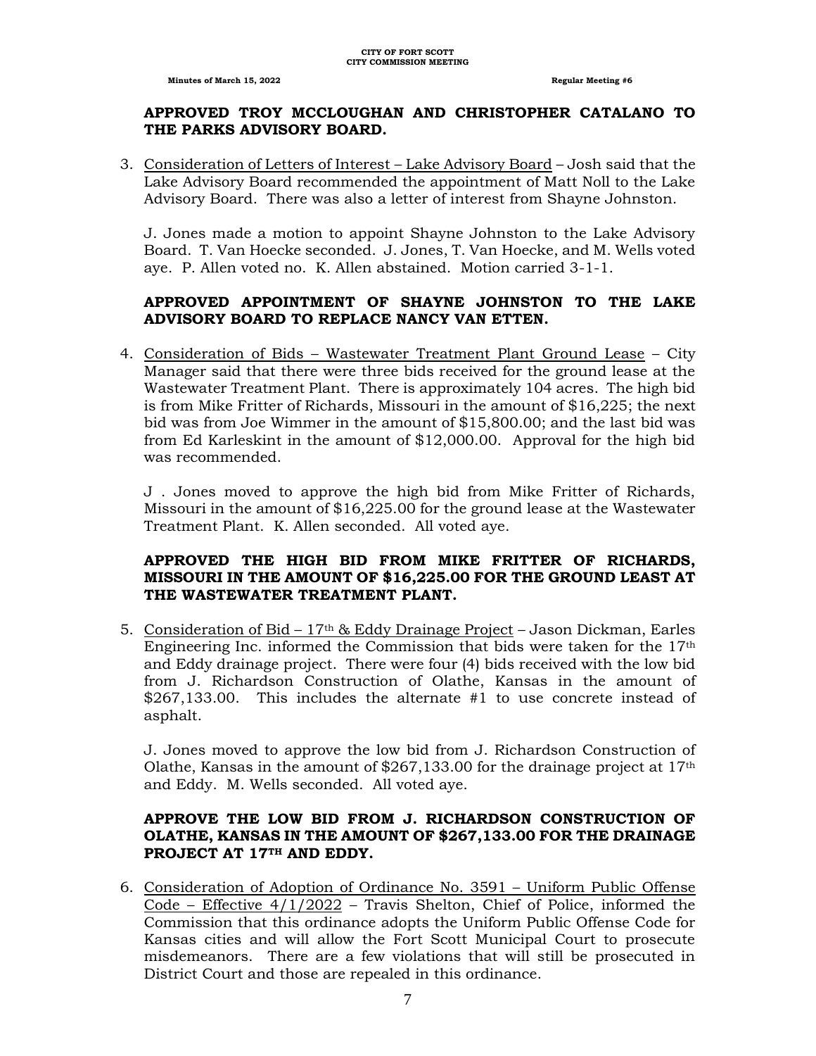**APPROVED TROY MCCLOUGHAN AND CHRISTOPHER CATALANO TO THE PARKS ADVISORY BOARD.**

3. Consideration of Letters of Interest – Lake Advisory Board – Josh said that the Lake Advisory Board recommended the appointment of Matt Noll to the Lake Advisory Board. There was also a letter of interest from Shayne Johnston.

   J. Jones made a motion to appoint Shayne Johnston to the Lake Advisory Board. T. Van Hoecke seconded. J. Jones, T. Van Hoecke, and M. Wells voted aye. P. Allen voted no. K. Allen abstained. Motion carried 3-1-1.

   **APPROVED APPOINTMENT OF SHAYNE JOHNSTON TO THE LAKE ADVISORY BOARD TO REPLACE NANCY VAN ETTEN.**

4. Consideration of Bids – Wastewater Treatment Plant Ground Lease – City Manager said that there were three bids received for the ground lease at the Wastewater Treatment Plant. There is approximately 104 acres. The high bid is from Mike Fritter of Richards, Missouri in the amount of $16,225; the next bid was from Joe Wimmer in the amount of $15,800.00; and the last bid was from Ed Karleskint in the amount of $12,000.00. Approval for the high bid was recommended.

   J . Jones moved to approve the high bid from Mike Fritter of Richards, Missouri in the amount of $16,225.00 for the ground lease at the Wastewater Treatment Plant. K. Allen seconded. All voted aye.

   **APPROVED THE HIGH BID FROM MIKE FRITTER OF RICHARDS, MISSOURI IN THE AMOUNT OF $16,225.00 FOR THE GROUND LEAST AT THE WASTEWATER TREATMENT PLANT.**

5. Consideration of Bid – 17th & Eddy Drainage Project – Jason Dickman, Earles Engineering Inc. informed the Commission that bids were taken for the 17th and Eddy drainage project. There were four (4) bids received with the low bid from J. Richardson Construction of Olathe, Kansas in the amount of $267,133.00. This includes the alternate #1 to use concrete instead of asphalt.

   J. Jones moved to approve the low bid from J. Richardson Construction of Olathe, Kansas in the amount of $267,133.00 for the drainage project at 17th and Eddy. M. Wells seconded. All voted aye.

   **APPROVE THE LOW BID FROM J. RICHARDSON CONSTRUCTION OF OLATHE, KANSAS IN THE AMOUNT OF $267,133.00 FOR THE DRAINAGE PROJECT AT 17TH AND EDDY.**

6. Consideration of Adoption of Ordinance No. 3591 – Uniform Public Offense Code – Effective 4/1/2022 – Travis Shelton, Chief of Police, informed the Commission that this ordinance adopts the Uniform Public Offense Code for Kansas cities and will allow the Fort Scott Municipal Court to prosecute misdemeanors. There are a few violations that will still be prosecuted in District Court and those are repealed in this ordinance.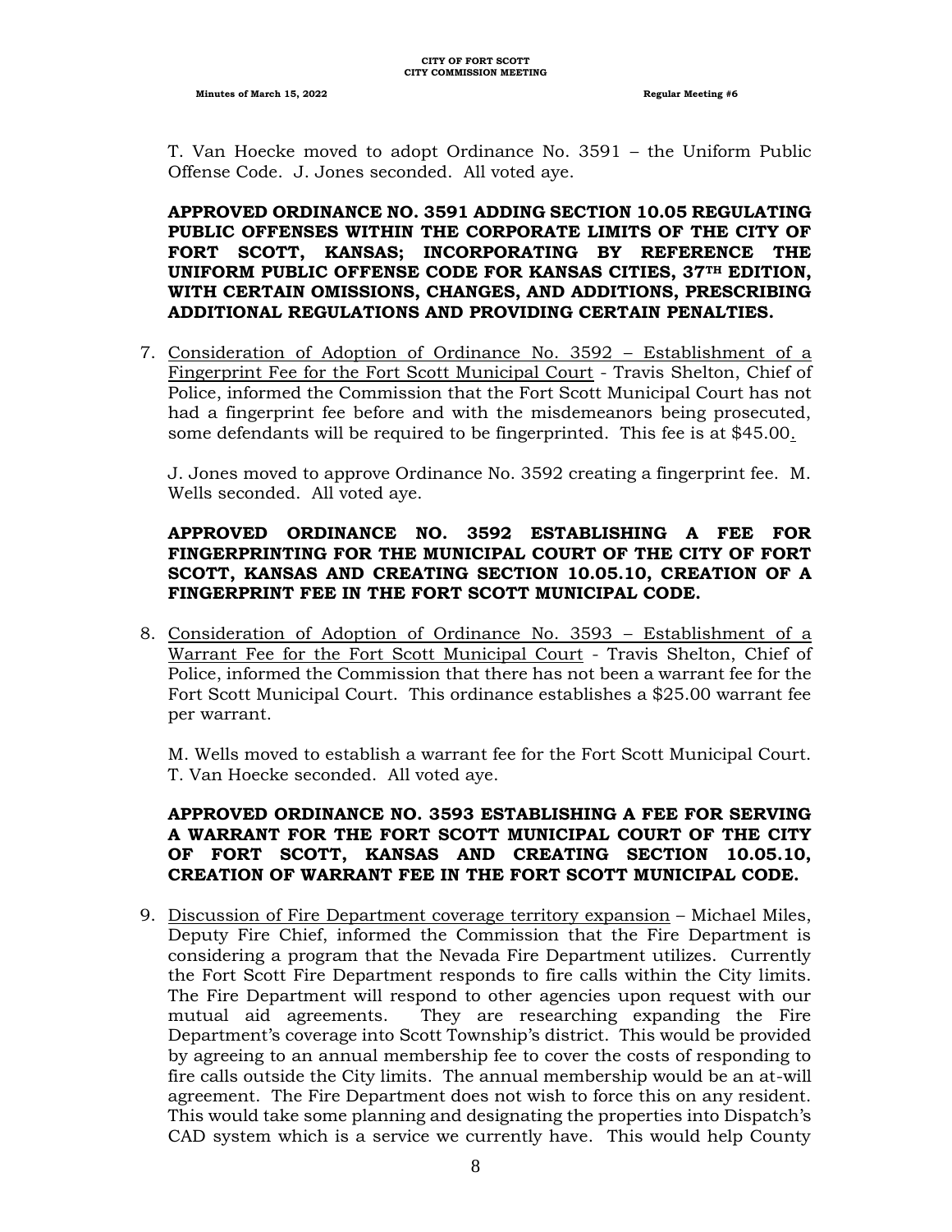T. Van Hoecke moved to adopt Ordinance No. 3591 – the Uniform Public Offense Code. J. Jones seconded. All voted aye.

**APPROVED ORDINANCE NO. 3591 ADDING SECTION 10.05 REGULATING PUBLIC OFFENSES WITHIN THE CORPORATE LIMITS OF THE CITY OF FORT SCOTT, KANSAS; INCORPORATING BY REFERENCE THE UNIFORM PUBLIC OFFENSE CODE FOR KANSAS CITIES, 37TH EDITION, WITH CERTAIN OMISSIONS, CHANGES, AND ADDITIONS, PRESCRIBING ADDITIONAL REGULATIONS AND PROVIDING CERTAIN PENALTIES.**

7. Consideration of Adoption of Ordinance No. 3592 – Establishment of a Fingerprint Fee for the Fort Scott Municipal Court - Travis Shelton, Chief of Police, informed the Commission that the Fort Scott Municipal Court has not had a fingerprint fee before and with the misdemeanors being prosecuted, some defendants will be required to be fingerprinted. This fee is at $45.00.

   J. Jones moved to approve Ordinance No. 3592 creating a fingerprint fee. M. Wells seconded. All voted aye.

   **APPROVED ORDINANCE NO. 3592 ESTABLISHING A FEE FOR FINGERPRINTING FOR THE MUNICIPAL COURT OF THE CITY OF FORT SCOTT, KANSAS AND CREATING SECTION 10.05.10, CREATION OF A FINGERPRINT FEE IN THE FORT SCOTT MUNICIPAL CODE.**

8. Consideration of Adoption of Ordinance No. 3593 – Establishment of a Warrant Fee for the Fort Scott Municipal Court - Travis Shelton, Chief of Police, informed the Commission that there has not been a warrant fee for the Fort Scott Municipal Court. This ordinance establishes a $25.00 warrant fee per warrant.

   M. Wells moved to establish a warrant fee for the Fort Scott Municipal Court. T. Van Hoecke seconded. All voted aye.

   **APPROVED ORDINANCE NO. 3593 ESTABLISHING A FEE FOR SERVING A WARRANT FOR THE FORT SCOTT MUNICIPAL COURT OF THE CITY OF FORT SCOTT, KANSAS AND CREATING SECTION 10.05.10, CREATION OF WARRANT FEE IN THE FORT SCOTT MUNICIPAL CODE.**

9. Discussion of Fire Department coverage territory expansion – Michael Miles, Deputy Fire Chief, informed the Commission that the Fire Department is considering a program that the Nevada Fire Department utilizes. Currently the Fort Scott Fire Department responds to fire calls within the City limits. The Fire Department will respond to other agencies upon request with our mutual aid agreements. They are researching expanding the Fire Department's coverage into Scott Township's district. This would be provided by agreeing to an annual membership fee to cover the costs of responding to fire calls outside the City limits. The annual membership would be an at-will agreement. The Fire Department does not wish to force this on any resident. This would take some planning and designating the properties into Dispatch's CAD system which is a service we currently have. This would help County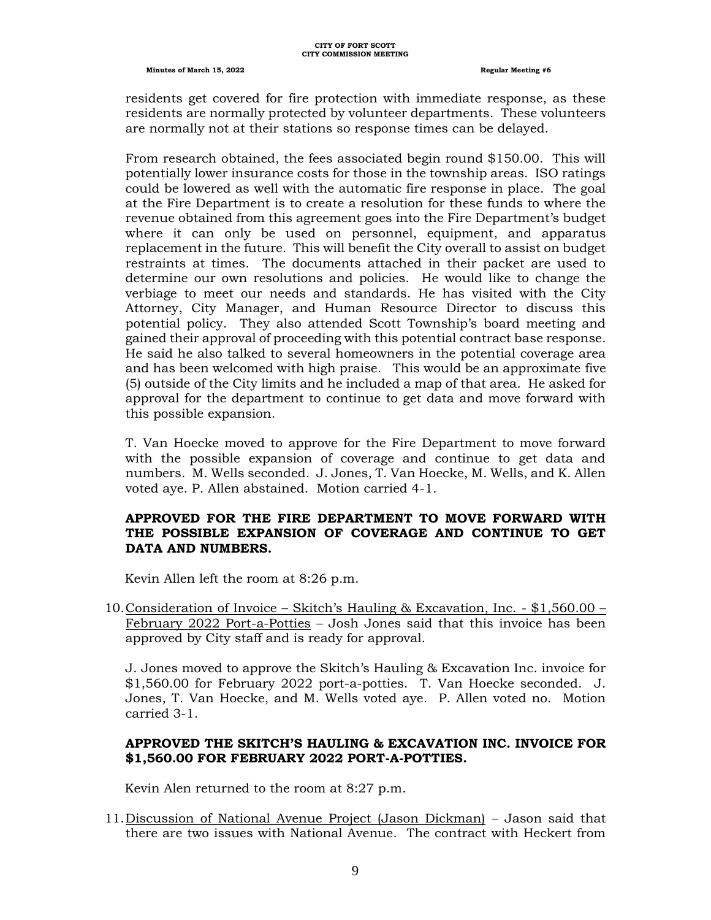residents get covered for fire protection with immediate response, as these residents are normally protected by volunteer departments. These volunteers are normally not at their stations so response times can be delayed.

From research obtained, the fees associated begin round $150.00. This will potentially lower insurance costs for those in the township areas. ISO ratings could be lowered as well with the automatic fire response in place. The goal at the Fire Department is to create a resolution for these funds to where the revenue obtained from this agreement goes into the Fire Department's budget where it can only be used on personnel, equipment, and apparatus replacement in the future. This will benefit the City overall to assist on budget restraints at times. The documents attached in their packet are used to determine our own resolutions and policies. He would like to change the verbiage to meet our needs and standards. He has visited with the City Attorney, City Manager, and Human Resource Director to discuss this potential policy. They also attended Scott Township's board meeting and gained their approval of proceeding with this potential contract base response. He said he also talked to several homeowners in the potential coverage area and has been welcomed with high praise. This would be an approximate five (5) outside of the City limits and he included a map of that area. He asked for approval for the department to continue to get data and move forward with this possible expansion.

T. Van Hoecke moved to approve for the Fire Department to move forward with the possible expansion of coverage and continue to get data and numbers. M. Wells seconded. J. Jones, T. Van Hoecke, M. Wells, and K. Allen voted aye. P. Allen abstained. Motion carried 4-1.

**APPROVED FOR THE FIRE DEPARTMENT TO MOVE FORWARD WITH THE POSSIBLE EXPANSION OF COVERAGE AND CONTINUE TO GET DATA AND NUMBERS.**

Kevin Allen left the room at 8:26 p.m.

10. Consideration of Invoice – Skitch's Hauling & Excavation, Inc. - $1,560.00 – February 2022 Port-a-Potties – Josh Jones said that this invoice has been approved by City staff and is ready for approval.

    J. Jones moved to approve the Skitch's Hauling & Excavation Inc. invoice for $1,560.00 for February 2022 port-a-potties. T. Van Hoecke seconded. J. Jones, T. Van Hoecke, and M. Wells voted aye. P. Allen voted no. Motion carried 3-1.

    **APPROVED THE SKITCH'S HAULING & EXCAVATION INC. INVOICE FOR $1,560.00 FOR FEBRUARY 2022 PORT-A-POTTIES.**

    Kevin Alen returned to the room at 8:27 p.m.

11. Discussion of National Avenue Project (Jason Dickman) – Jason said that there are two issues with National Avenue. The contract with Heckert from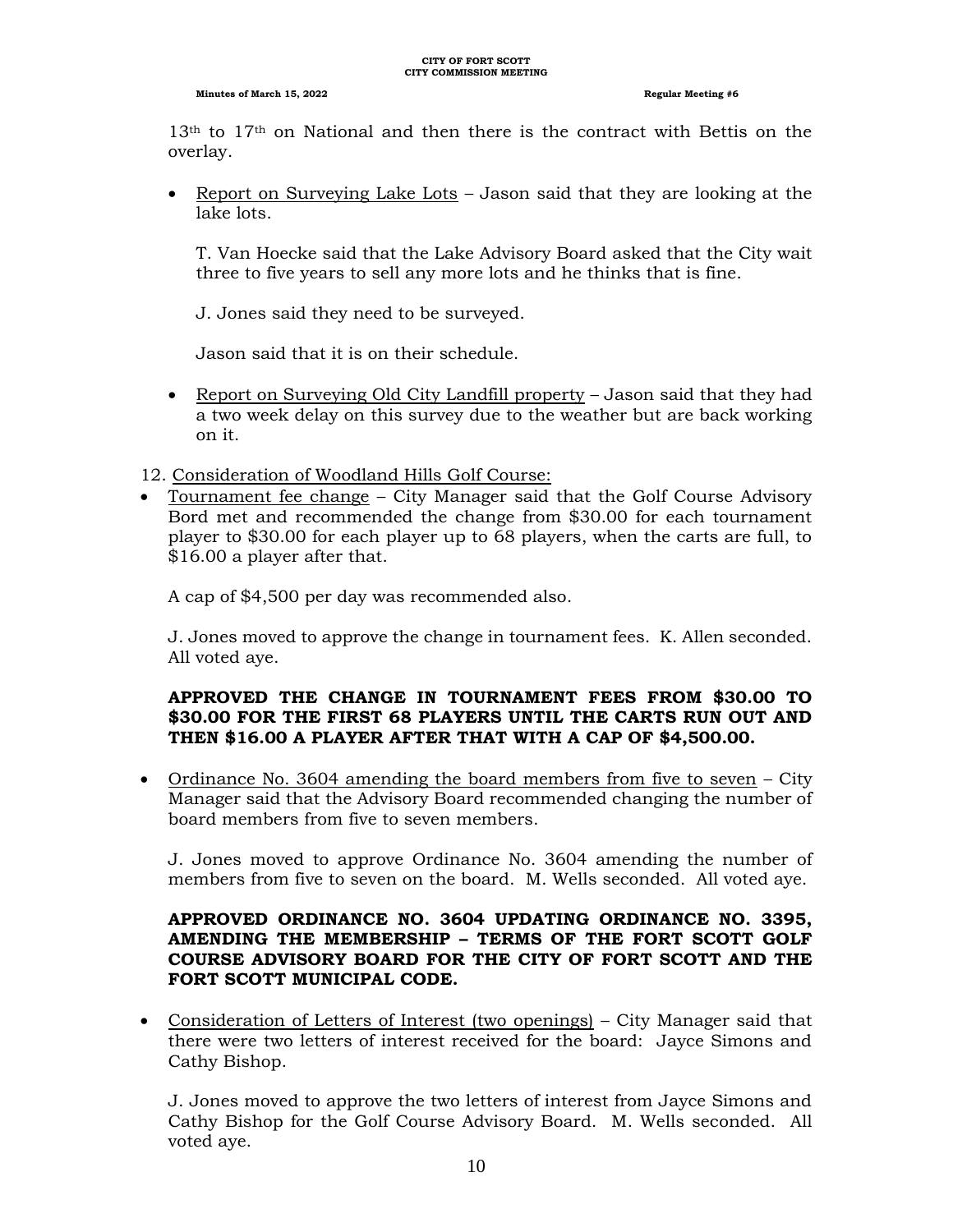13th to 17th on National and then there is the contract with Bettis on the overlay.

- Report on Surveying Lake Lots – Jason said that they are looking at the lake lots.

  T. Van Hoecke said that the Lake Advisory Board asked that the City wait three to five years to sell any more lots and he thinks that is fine.

  J. Jones said they need to be surveyed.

  Jason said that it is on their schedule.

- Report on Surveying Old City Landfill property – Jason said that they had a two week delay on this survey due to the weather but are back working on it.

12. Consideration of Woodland Hills Golf Course:

- Tournament fee change – City Manager said that the Golf Course Advisory Bord met and recommended the change from $30.00 for each tournament player to $30.00 for each player up to 68 players, when the carts are full, to $16.00 a player after that.

  A cap of $4,500 per day was recommended also.

  J. Jones moved to approve the change in tournament fees. K. Allen seconded. All voted aye.

  **APPROVED THE CHANGE IN TOURNAMENT FEES FROM $30.00 TO $30.00 FOR THE FIRST 68 PLAYERS UNTIL THE CARTS RUN OUT AND THEN $16.00 A PLAYER AFTER THAT WITH A CAP OF $4,500.00.**

- Ordinance No. 3604 amending the board members from five to seven – City Manager said that the Advisory Board recommended changing the number of board members from five to seven members.

  J. Jones moved to approve Ordinance No. 3604 amending the number of members from five to seven on the board. M. Wells seconded. All voted aye.

  **APPROVED ORDINANCE NO. 3604 UPDATING ORDINANCE NO. 3395, AMENDING THE MEMBERSHIP – TERMS OF THE FORT SCOTT GOLF COURSE ADVISORY BOARD FOR THE CITY OF FORT SCOTT AND THE FORT SCOTT MUNICIPAL CODE.**

- Consideration of Letters of Interest (two openings) – City Manager said that there were two letters of interest received for the board: Jayce Simons and Cathy Bishop.

  J. Jones moved to approve the two letters of interest from Jayce Simons and Cathy Bishop for the Golf Course Advisory Board. M. Wells seconded. All voted aye.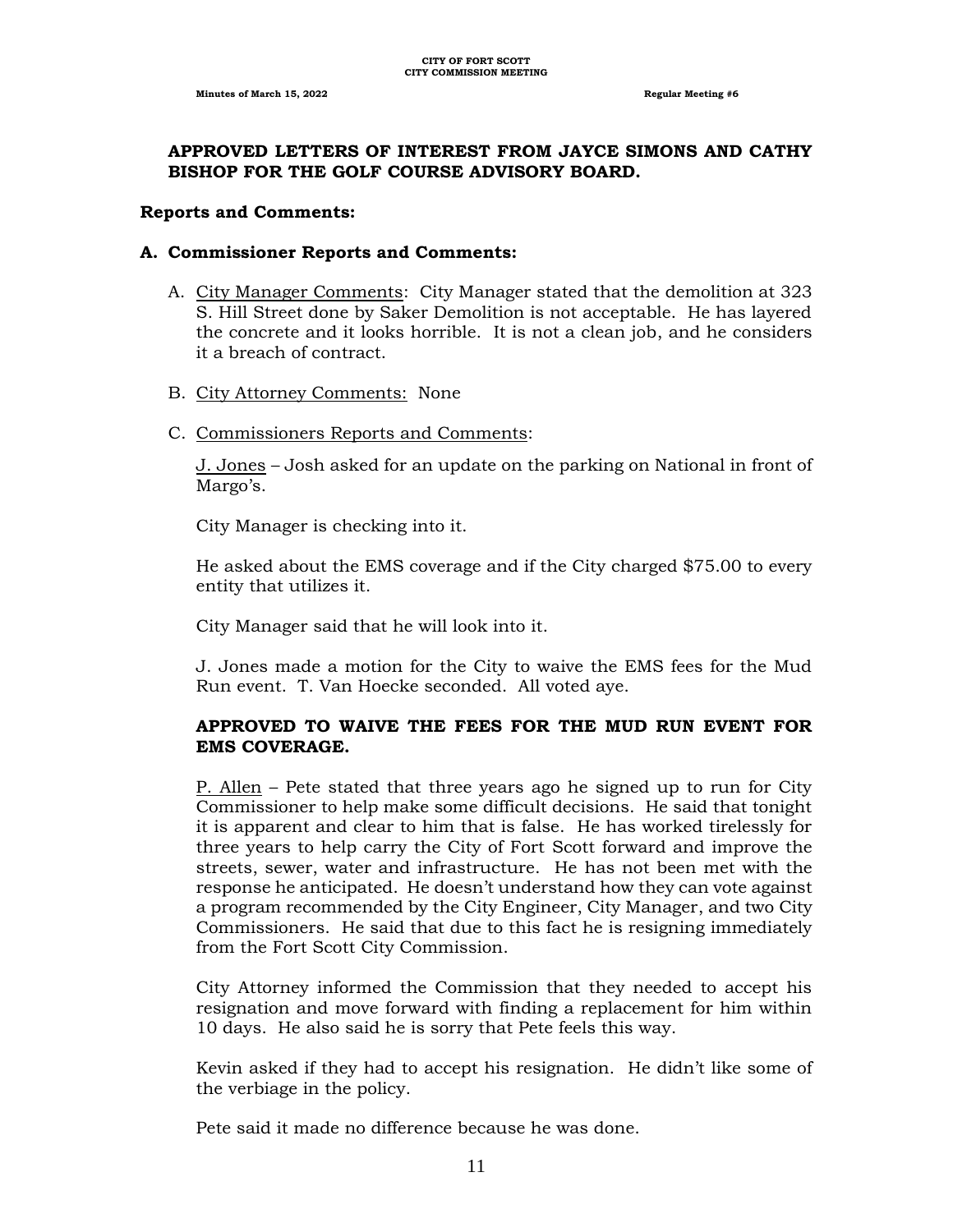**APPROVED LETTERS OF INTEREST FROM JAYCE SIMONS AND CATHY BISHOP FOR THE GOLF COURSE ADVISORY BOARD.**

**Reports and Comments:**

**A. Commissioner Reports and Comments:**

A. City Manager Comments: City Manager stated that the demolition at 323 S. Hill Street done by Saker Demolition is not acceptable. He has layered the concrete and it looks horrible. It is not a clean job, and he considers it a breach of contract.

B. City Attorney Comments: None

C. Commissioners Reports and Comments:

J. Jones – Josh asked for an update on the parking on National in front of Margo's.

City Manager is checking into it.

He asked about the EMS coverage and if the City charged $75.00 to every entity that utilizes it.

City Manager said that he will look into it.

J. Jones made a motion for the City to waive the EMS fees for the Mud Run event. T. Van Hoecke seconded. All voted aye.

**APPROVED TO WAIVE THE FEES FOR THE MUD RUN EVENT FOR EMS COVERAGE.**

P. Allen – Pete stated that three years ago he signed up to run for City Commissioner to help make some difficult decisions. He said that tonight it is apparent and clear to him that is false. He has worked tirelessly for three years to help carry the City of Fort Scott forward and improve the streets, sewer, water and infrastructure. He has not been met with the response he anticipated. He doesn't understand how they can vote against a program recommended by the City Engineer, City Manager, and two City Commissioners. He said that due to this fact he is resigning immediately from the Fort Scott City Commission.

City Attorney informed the Commission that they needed to accept his resignation and move forward with finding a replacement for him within 10 days. He also said he is sorry that Pete feels this way.

Kevin asked if they had to accept his resignation. He didn't like some of the verbiage in the policy.

Pete said it made no difference because he was done.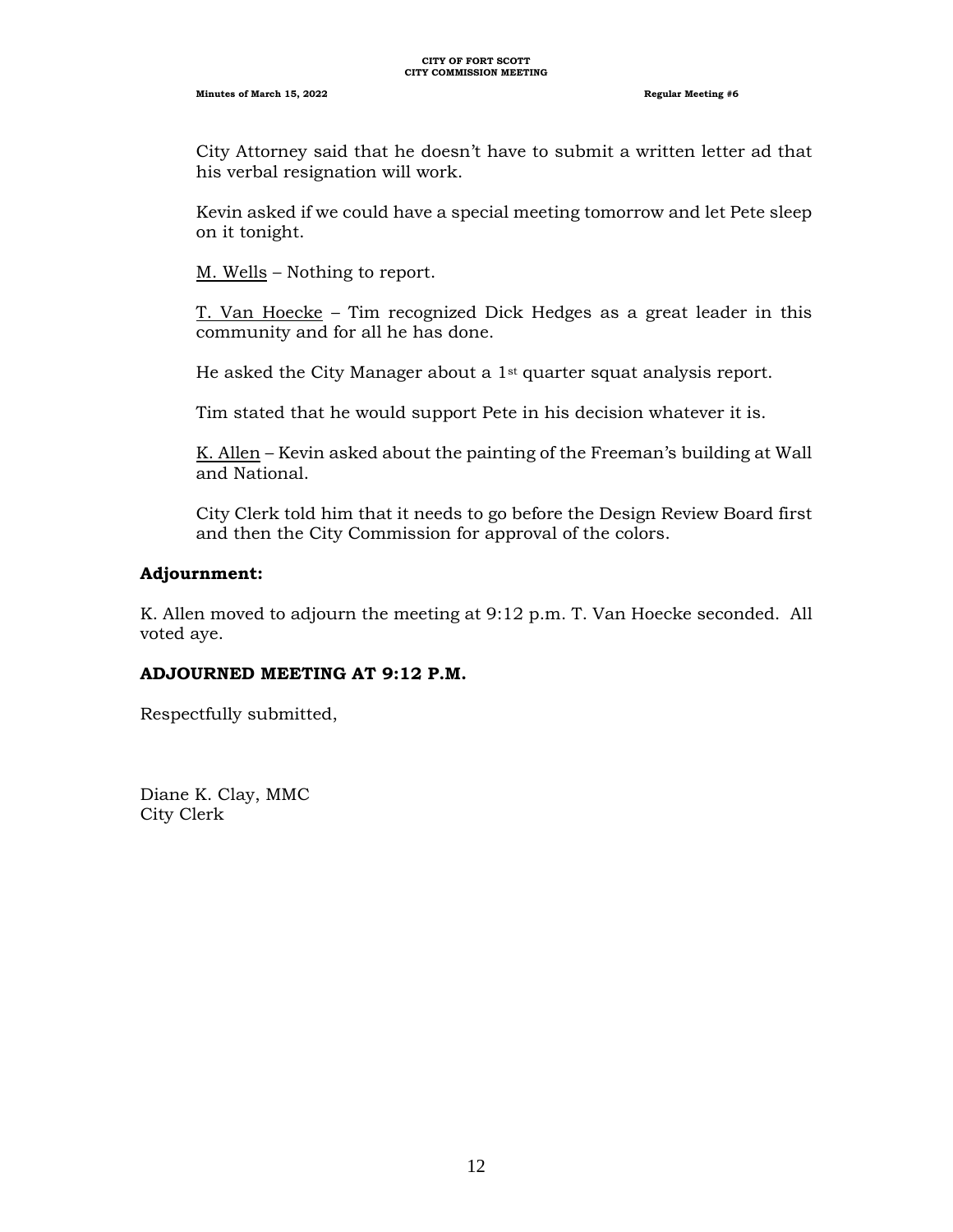City Attorney said that he doesn't have to submit a written letter ad that his verbal resignation will work.

Kevin asked if we could have a special meeting tomorrow and let Pete sleep on it tonight.

M. Wells – Nothing to report.

T. Van Hoecke – Tim recognized Dick Hedges as a great leader in this community and for all he has done.

He asked the City Manager about a 1st quarter squat analysis report.

Tim stated that he would support Pete in his decision whatever it is.

K. Allen – Kevin asked about the painting of the Freeman's building at Wall and National.

City Clerk told him that it needs to go before the Design Review Board first and then the City Commission for approval of the colors.

**Adjournment:**

K. Allen moved to adjourn the meeting at 9:12 p.m. T. Van Hoecke seconded. All voted aye.

**ADJOURNED MEETING AT 9:12 P.M.**

Respectfully submitted,

Diane K. Clay, MMC
City Clerk